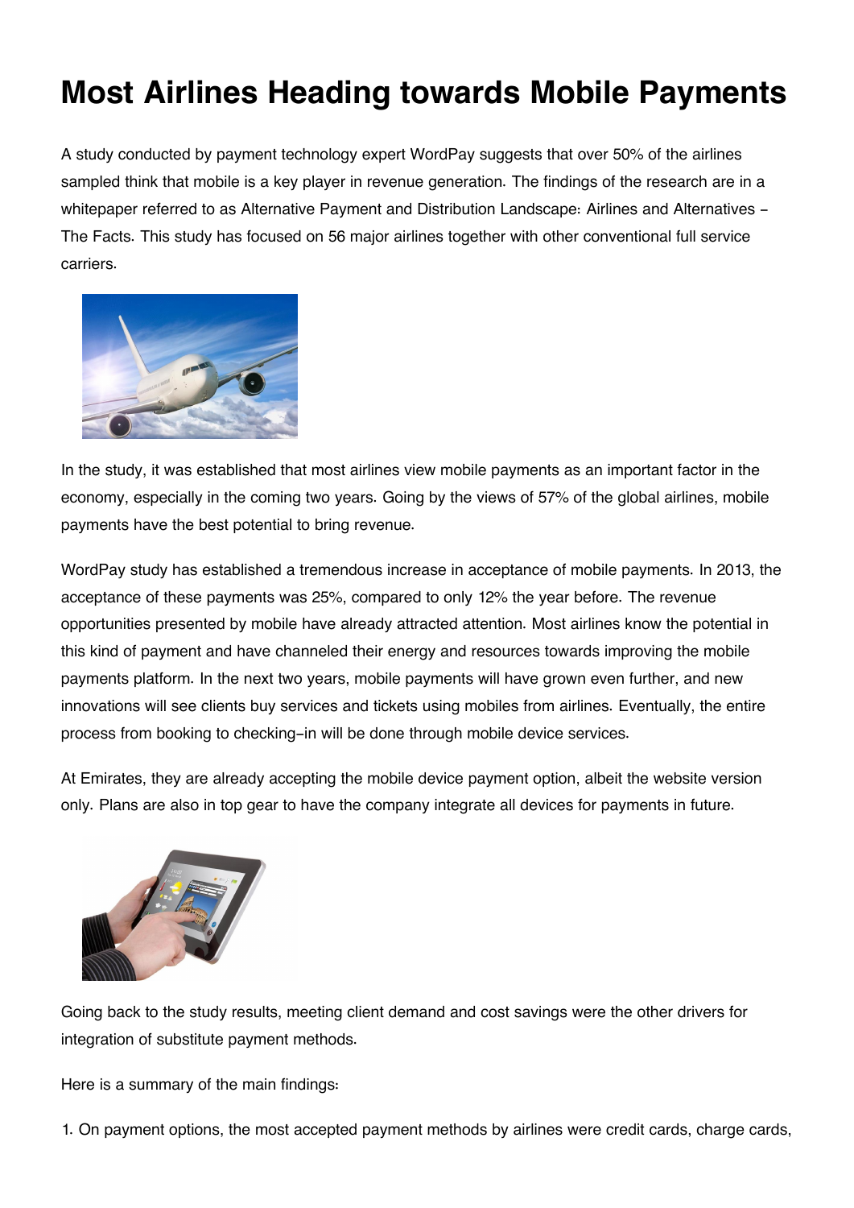# Most Airlines Heading towards Mobile Payments

A study conducted by payment technology expert WordPay suggests that over 50% of the airlines sampled think that mobile is a key player in revenue generation. The findings of the research are in a whitepaper referred to as Alternative Payment and Distribution Landscape: Airlines and Alternatives – The Facts. This study has focused on 56 major airlines together with other conventional full service carriers.

In the study, it was established that most airlines view mobile payments as an important factor in the economy, especially in the coming two years. Going by the views of 57% of the global airlines, mobile payments have the best potential to bring revenue.

WordPay study has established a tremendous increase in acceptance of mobile payments. In 2013, the acceptance of these payments was 25%, compared to only 12% the year before. The revenue opportunities presented by mobile have already attracted attention. Most airlines know the potential in this kind of payment and have channeled their energy and resources towards improving the mobile payments platform. In the next two years, mobile payments will have grown even further, and new innovations will see clients buy services and tickets using mobiles from airlines. Eventually, the entire process from booking to checking-in will be done through mobile device services.

At Emirates, they are already accepting the mobile device payment option, albeit the website version only. Plans are also in top gear to have the company integrate all devices for payments in future.

Going back to the study results, meeting client demand and cost savings were the other drivers for integration of substitute payment methods.

Here is a summary of the main findings:

1. On payment options, the most accepted payment methods by airlines were credit cards, charge cards,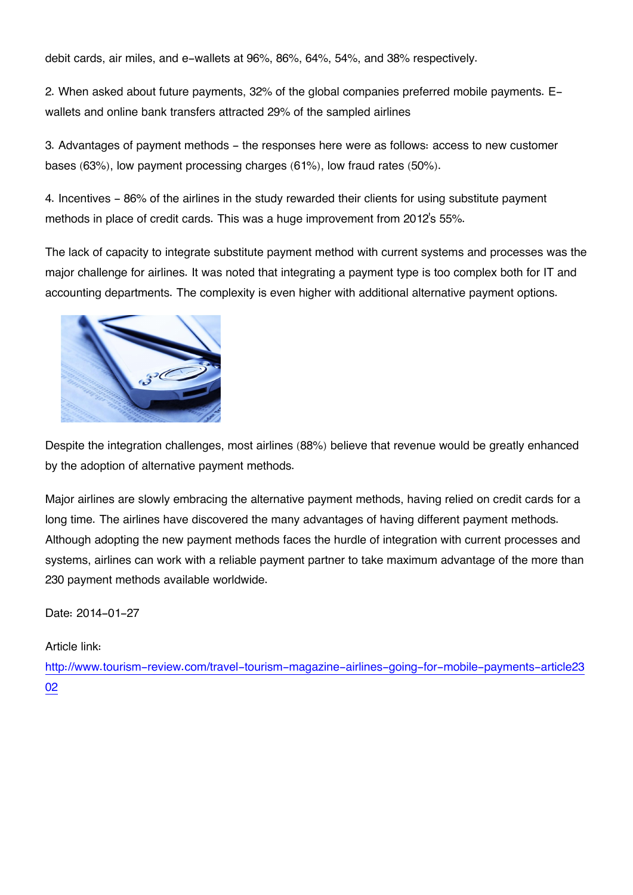debit cards, air miles, and e-wallets at 96%, 86%, 64%, 54%, and 38% respectively.

2. When asked about future payments, 32% of the global companies preferred mobile payments. E-wallets and online bank transfers attracted 29% of the sampled airlines

3. Advantages of payment methods - the responses here were as follows: access to new customer bases (63%), low payment processing charges (61%), low fraud rates (50%).

4. Incentives - 86% of the airlines in the study rewarded their clients for using substitute payment methods in place of credit cards. This was a huge improvement from 2012's 55%.

The lack of capacity to integrate substitute payment method with current systems and processes was the major challenge for airlines. It was noted that integrating a payment type is too complex both for IT and accounting departments. The complexity is even higher with additional alternative payment options.

Despite the integration challenges, most airlines (88%) believe that revenue would be greatly enhanced by the adoption of alternative payment methods.

Major airlines are slowly embracing the alternative payment methods, having relied on credit cards for a long time. The airlines have discovered the many advantages of having different payment methods. Although adopting the new payment methods faces the hurdle of integration with current processes and systems, airlines can work with a reliable payment partner to take maximum advantage of the more than 230 payment methods available worldwide.

Date: 2014-01-27

Article link:
[http://www.tourism-review.com/travel-tourism-magazine-airlines-going-for-mobile-payments-article2302](http://www.tourism-review.com/travel-tourism-magazine-airlines-going-for-mobile-payments-article2302)